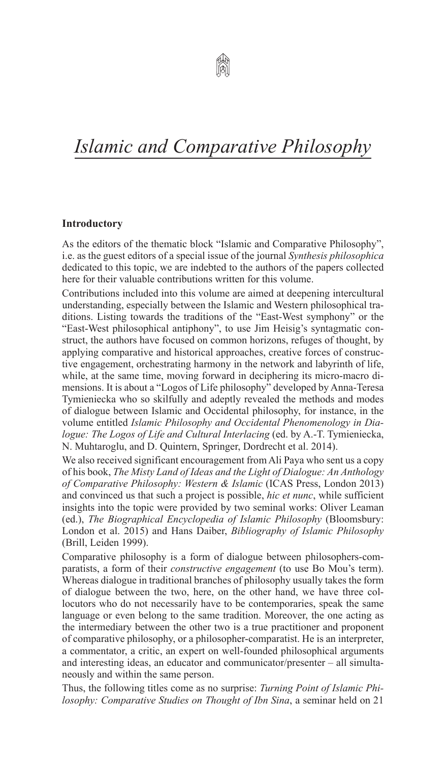# *Islamic and Comparative Philosophy*

**Introductory**

As the editors of the thematic block "Islamic and Comparative Philosophy", i.e. as the guest editors of a special issue of the journal *Synthesis philosophica* dedicated to this topic, we are indebted to the authors of the papers collected here for their valuable contributions written for this volume.

Contributions included into this volume are aimed at deepening intercultural understanding, especially between the Islamic and Western philosophical traditions. Listing towards the traditions of the "East-West symphony" or the "East-West philosophical antiphony", to use Jim Heisig's syntagmatic construct, the authors have focused on common horizons, refuges of thought, by applying comparative and historical approaches, creative forces of constructive engagement, orchestrating harmony in the network and labyrinth of life, while, at the same time, moving forward in deciphering its micro-macro dimensions. It is about a "Logos of Life philosophy" developed by Anna-Teresa Tymieniecka who so skilfully and adeptly revealed the methods and modes of dialogue between Islamic and Occidental philosophy, for instance, in the volume entitled *Islamic Philosophy and Occidental Phenomenology in Dialogue: The Logos of Life and Cultural Interlacing* (ed. by A.-T. Tymieniecka, N. Muhtaroglu, and D. Quintern, Springer, Dordrecht et al. 2014).

We also received significant encouragement from Ali Paya who sent us a copy of his book, *The Misty Land of Ideas and the Light of Dialogue: An Anthology of Comparative Philosophy: Western & Islamic* (ICAS Press, London 2013) and convinced us that such a project is possible, *hic et nunc*, while sufficient insights into the topic were provided by two seminal works: Oliver Leaman (ed.), *The Biographical Encyclopedia of Islamic Philosophy* (Bloomsbury: London et al. 2015) and Hans Daiber, *Bibliography of Islamic Philosophy* (Brill, Leiden 1999).

Comparative philosophy is a form of dialogue between philosophers-comparatists, a form of their *constructive engagement* (to use Bo Mou's term). Whereas dialogue in traditional branches of philosophy usually takes the form of dialogue between the two, here, on the other hand, we have three collocutors who do not necessarily have to be contemporaries, speak the same language or even belong to the same tradition. Moreover, the one acting as the intermediary between the other two is a true practitioner and proponent of comparative philosophy, or a philosopher-comparatist. He is an interpreter, a commentator, a critic, an expert on well-founded philosophical arguments and interesting ideas, an educator and communicator/presenter – all simultaneously and within the same person.

Thus, the following titles come as no surprise: *Turning Point of Islamic Philosophy: Comparative Studies on Thought of Ibn Sina*, a seminar held on 21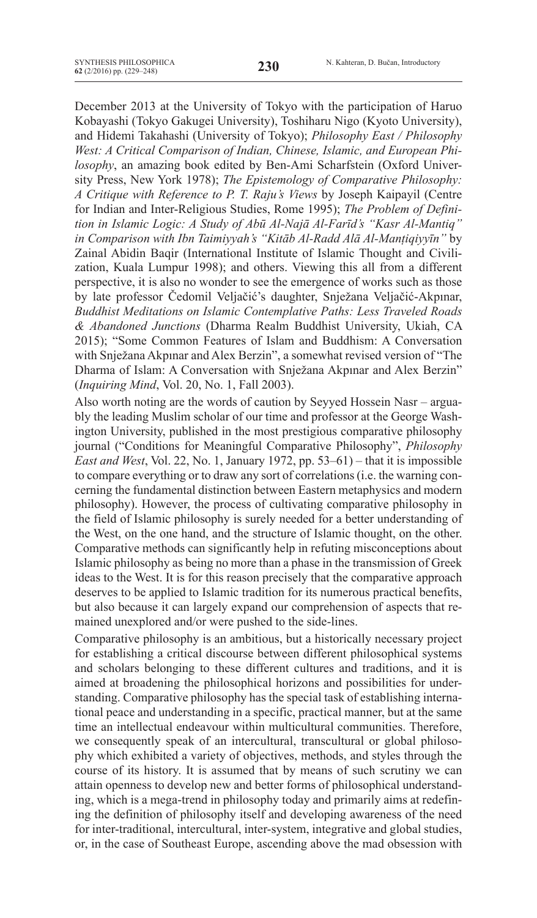December 2013 at the University of Tokyo with the participation of Haruo Kobayashi (Tokyo Gakugei University), Toshiharu Nigo (Kyoto University), and Hidemi Takahashi (University of Tokyo); *Philosophy East / Philosophy West: A Critical Comparison of Indian, Chinese, Islamic, and European Philosophy*, an amazing book edited by Ben-Ami Scharfstein (Oxford University Press, New York 1978); *The Epistemology of Comparative Philosophy: A Critique with Reference to P. T. Raju's Views* by Joseph Kaipayil (Centre for Indian and Inter-Religious Studies, Rome 1995); *The Problem of Definition in Islamic Logic: A Study of Abū Al-Najā Al-Farīd's "Kasr Al-Mantiq" in Comparison with Ibn Taimiyyah's "Kitāb Al-Radd Alā Al-Manṭiqiyyīn"* by Zainal Abidin Baqir (International Institute of Islamic Thought and Civilization, Kuala Lumpur 1998); and others. Viewing this all from a different perspective, it is also no wonder to see the emergence of works such as those by late professor Čedomil Veljačić's daughter, Snježana Veljačić-Akpınar, *Buddhist Meditations on Islamic Contemplative Paths: Less Traveled Roads & Abandoned Junctions* (Dharma Realm Buddhist University, Ukiah, CA 2015); "Some Common Features of Islam and Buddhism: A Conversation with Snježana Akpınar and Alex Berzin", a somewhat revised version of "The Dharma of Islam: A Conversation with Snježana Akpınar and Alex Berzin" (*Inquiring Mind*, Vol. 20, No. 1, Fall 2003).

Also worth noting are the words of caution by Seyyed Hossein Nasr – arguably the leading Muslim scholar of our time and professor at the George Washington University, published in the most prestigious comparative philosophy journal ("Conditions for Meaningful Comparative Philosophy", *Philosophy East and West*, Vol. 22, No. 1, January 1972, pp. 53–61) – that it is impossible to compare everything or to draw any sort of correlations (i.e. the warning concerning the fundamental distinction between Eastern metaphysics and modern philosophy). However, the process of cultivating comparative philosophy in the field of Islamic philosophy is surely needed for a better understanding of the West, on the one hand, and the structure of Islamic thought, on the other. Comparative methods can significantly help in refuting misconceptions about Islamic philosophy as being no more than a phase in the transmission of Greek ideas to the West. It is for this reason precisely that the comparative approach deserves to be applied to Islamic tradition for its numerous practical benefits, but also because it can largely expand our comprehension of aspects that remained unexplored and/or were pushed to the side-lines.

Comparative philosophy is an ambitious, but a historically necessary project for establishing a critical discourse between different philosophical systems and scholars belonging to these different cultures and traditions, and it is aimed at broadening the philosophical horizons and possibilities for understanding. Comparative philosophy has the special task of establishing international peace and understanding in a specific, practical manner, but at the same time an intellectual endeavour within multicultural communities. Therefore, we consequently speak of an intercultural, transcultural or global philosophy which exhibited a variety of objectives, methods, and styles through the course of its history. It is assumed that by means of such scrutiny we can attain openness to develop new and better forms of philosophical understanding, which is a mega-trend in philosophy today and primarily aims at redefining the definition of philosophy itself and developing awareness of the need for inter-traditional, intercultural, inter-system, integrative and global studies, or, in the case of Southeast Europe, ascending above the mad obsession with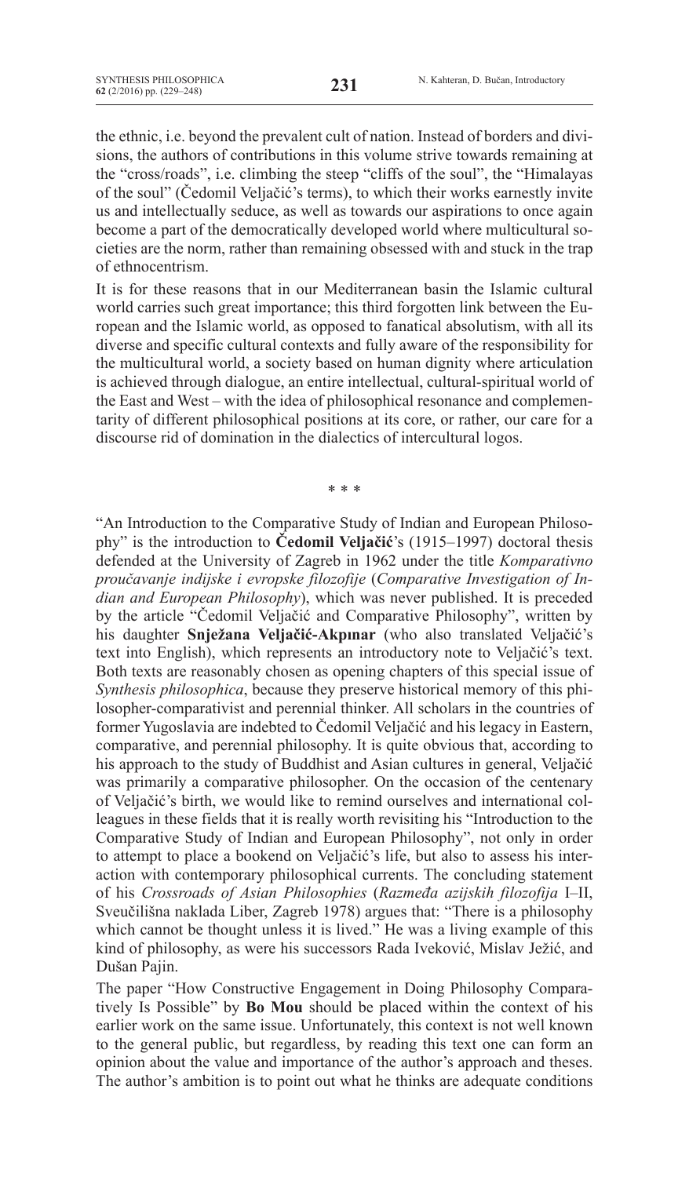the ethnic, i.e. beyond the prevalent cult of nation. Instead of borders and divisions, the authors of contributions in this volume strive towards remaining at the "cross/roads", i.e. climbing the steep "cliffs of the soul", the "Himalayas of the soul" (Čedomil Veljačić's terms), to which their works earnestly invite us and intellectually seduce, as well as towards our aspirations to once again become a part of the democratically developed world where multicultural societies are the norm, rather than remaining obsessed with and stuck in the trap of ethnocentrism.

It is for these reasons that in our Mediterranean basin the Islamic cultural world carries such great importance; this third forgotten link between the European and the Islamic world, as opposed to fanatical absolutism, with all its diverse and specific cultural contexts and fully aware of the responsibility for the multicultural world, a society based on human dignity where articulation is achieved through dialogue, an entire intellectual, cultural-spiritual world of the East and West – with the idea of philosophical resonance and complementarity of different philosophical positions at its core, or rather, our care for a discourse rid of domination in the dialectics of intercultural logos.

\* \* \*

"An Introduction to the Comparative Study of Indian and European Philosophy" is the introduction to **Čedomil Veljačić**'s (1915–1997) doctoral thesis defended at the University of Zagreb in 1962 under the title *Komparativno proučavanje indijske i evropske filozofije* (*Comparative Investigation of Indian and European Philosophy*), which was never published. It is preceded by the article "Čedomil Veljačić and Comparative Philosophy", written by his daughter **Snježana Veljačić-Akpınar** (who also translated Veljačić's text into English), which represents an introductory note to Veljačić's text. Both texts are reasonably chosen as opening chapters of this special issue of *Synthesis philosophica*, because they preserve historical memory of this philosopher-comparativist and perennial thinker. All scholars in the countries of former Yugoslavia are indebted to Čedomil Veljačić and his legacy in Eastern, comparative, and perennial philosophy. It is quite obvious that, according to his approach to the study of Buddhist and Asian cultures in general, Veljačić was primarily a comparative philosopher. On the occasion of the centenary of Veljačić's birth, we would like to remind ourselves and international colleagues in these fields that it is really worth revisiting his "Introduction to the Comparative Study of Indian and European Philosophy", not only in order to attempt to place a bookend on Veljačić's life, but also to assess his interaction with contemporary philosophical currents. The concluding statement of his *Crossroads of Asian Philosophies* (*Razmeđa azijskih filozofija* I–II, Sveučilišna naklada Liber, Zagreb 1978) argues that: "There is a philosophy which cannot be thought unless it is lived." He was a living example of this kind of philosophy, as were his successors Rada Iveković, Mislav Ježić, and Dušan Pajin.

The paper "How Constructive Engagement in Doing Philosophy Comparatively Is Possible" by **Bo Mou** should be placed within the context of his earlier work on the same issue. Unfortunately, this context is not well known to the general public, but regardless, by reading this text one can form an opinion about the value and importance of the author's approach and theses. The author's ambition is to point out what he thinks are adequate conditions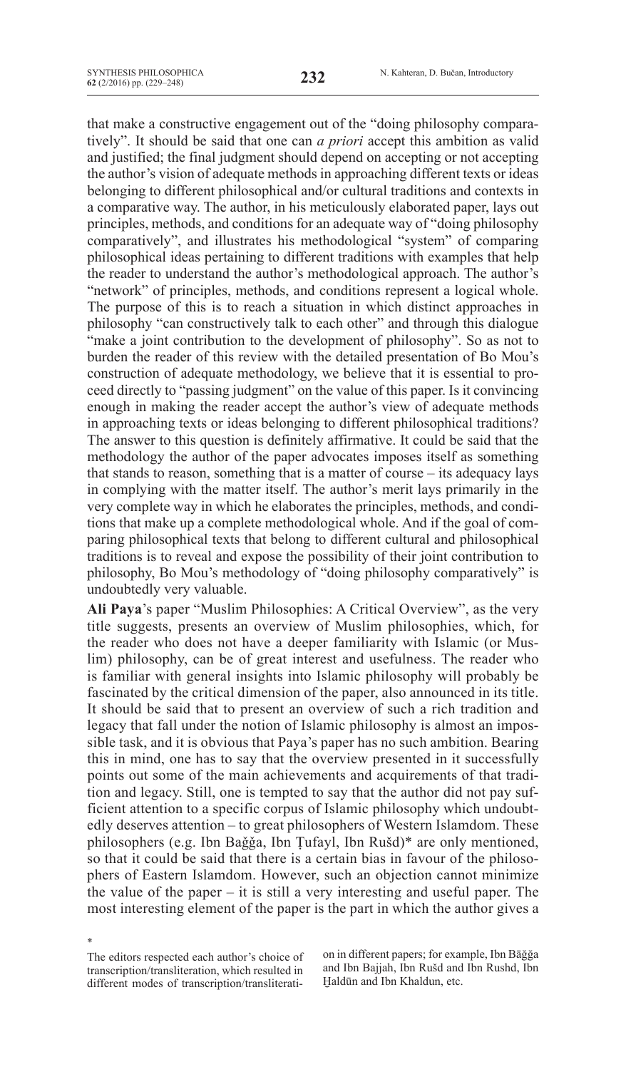that make a constructive engagement out of the "doing philosophy comparatively". It should be said that one can *a priori* accept this ambition as valid and justified; the final judgment should depend on accepting or not accepting the author's vision of adequate methods in approaching different texts or ideas belonging to different philosophical and/or cultural traditions and contexts in a comparative way. The author, in his meticulously elaborated paper, lays out principles, methods, and conditions for an adequate way of "doing philosophy comparatively", and illustrates his methodological "system" of comparing philosophical ideas pertaining to different traditions with examples that help the reader to understand the author's methodological approach. The author's "network" of principles, methods, and conditions represent a logical whole. The purpose of this is to reach a situation in which distinct approaches in philosophy "can constructively talk to each other" and through this dialogue "make a joint contribution to the development of philosophy". So as not to burden the reader of this review with the detailed presentation of Bo Mou's construction of adequate methodology, we believe that it is essential to proceed directly to "passing judgment" on the value of this paper. Is it convincing enough in making the reader accept the author's view of adequate methods in approaching texts or ideas belonging to different philosophical traditions? The answer to this question is definitely affirmative. It could be said that the methodology the author of the paper advocates imposes itself as something that stands to reason, something that is a matter of course – its adequacy lays in complying with the matter itself. The author's merit lays primarily in the very complete way in which he elaborates the principles, methods, and conditions that make up a complete methodological whole. And if the goal of comparing philosophical texts that belong to different cultural and philosophical traditions is to reveal and expose the possibility of their joint contribution to philosophy, Bo Mou's methodology of "doing philosophy comparatively" is undoubtedly very valuable.

**Ali Paya**'s paper "Muslim Philosophies: A Critical Overview", as the very title suggests, presents an overview of Muslim philosophies, which, for the reader who does not have a deeper familiarity with Islamic (or Muslim) philosophy, can be of great interest and usefulness. The reader who is familiar with general insights into Islamic philosophy will probably be fascinated by the critical dimension of the paper, also announced in its title. It should be said that to present an overview of such a rich tradition and legacy that fall under the notion of Islamic philosophy is almost an impossible task, and it is obvious that Paya's paper has no such ambition. Bearing this in mind, one has to say that the overview presented in it successfully points out some of the main achievements and acquirements of that tradition and legacy. Still, one is tempted to say that the author did not pay sufficient attention to a specific corpus of Islamic philosophy which undoubtedly deserves attention – to great philosophers of Western Islamdom. These philosophers (e.g. Ibn Bağğa, Ibn Ṭufayl, Ibn Rušd)* are only mentioned, so that it could be said that there is a certain bias in favour of the philosophers of Eastern Islamdom. However, such an objection cannot minimize the value of the paper – it is still a very interesting and useful paper. The most interesting element of the paper is the part in which the author gives a

\* The editors respected each author's choice of transcription/transliteration, which resulted in different modes of transcription/transliteration in different papers; for example, Ibn Bāğğa and Ibn Bajjah, Ibn Rušd and Ibn Rushd, Ibn Ḫaldūn and Ibn Khaldun, etc.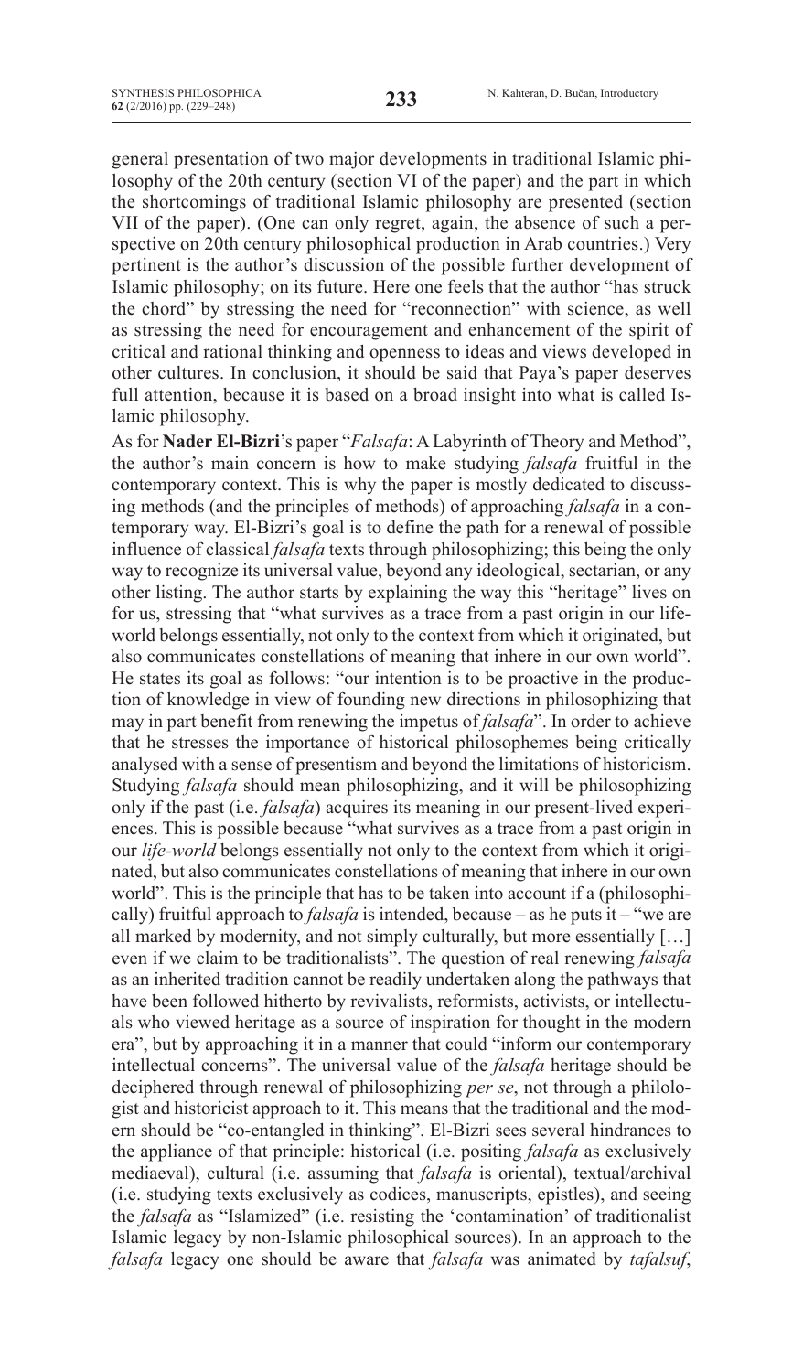general presentation of two major developments in traditional Islamic philosophy of the 20th century (section VI of the paper) and the part in which the shortcomings of traditional Islamic philosophy are presented (section VII of the paper). (One can only regret, again, the absence of such a perspective on 20th century philosophical production in Arab countries.) Very pertinent is the author's discussion of the possible further development of Islamic philosophy; on its future. Here one feels that the author "has struck the chord" by stressing the need for "reconnection" with science, as well as stressing the need for encouragement and enhancement of the spirit of critical and rational thinking and openness to ideas and views developed in other cultures. In conclusion, it should be said that Paya's paper deserves full attention, because it is based on a broad insight into what is called Islamic philosophy.

As for **Nader El-Bizri**'s paper "*Falsafa*: A Labyrinth of Theory and Method", the author's main concern is how to make studying *falsafa* fruitful in the contemporary context. This is why the paper is mostly dedicated to discussing methods (and the principles of methods) of approaching *falsafa* in a contemporary way. El-Bizri's goal is to define the path for a renewal of possible influence of classical *falsafa* texts through philosophizing; this being the only way to recognize its universal value, beyond any ideological, sectarian, or any other listing. The author starts by explaining the way this "heritage" lives on for us, stressing that "what survives as a trace from a past origin in our life-world belongs essentially, not only to the context from which it originated, but also communicates constellations of meaning that inhere in our own world". He states its goal as follows: "our intention is to be proactive in the production of knowledge in view of founding new directions in philosophizing that may in part benefit from renewing the impetus of *falsafa*". In order to achieve that he stresses the importance of historical philosophemes being critically analysed with a sense of presentism and beyond the limitations of historicism. Studying *falsafa* should mean philosophizing, and it will be philosophizing only if the past (i.e. *falsafa*) acquires its meaning in our present-lived experiences. This is possible because "what survives as a trace from a past origin in our *life-world* belongs essentially not only to the context from which it originated, but also communicates constellations of meaning that inhere in our own world". This is the principle that has to be taken into account if a (philosophically) fruitful approach to *falsafa* is intended, because – as he puts it – "we are all marked by modernity, and not simply culturally, but more essentially […] even if we claim to be traditionalists". The question of real renewing *falsafa* as an inherited tradition cannot be readily undertaken along the pathways that have been followed hitherto by revivalists, reformists, activists, or intellectuals who viewed heritage as a source of inspiration for thought in the modern era", but by approaching it in a manner that could "inform our contemporary intellectual concerns". The universal value of the *falsafa* heritage should be deciphered through renewal of philosophizing *per se*, not through a philologist and historicist approach to it. This means that the traditional and the modern should be "co-entangled in thinking". El-Bizri sees several hindrances to the appliance of that principle: historical (i.e. positing *falsafa* as exclusively mediaeval), cultural (i.e. assuming that *falsafa* is oriental), textual/archival (i.e. studying texts exclusively as codices, manuscripts, epistles), and seeing the *falsafa* as "Islamized" (i.e. resisting the 'contamination' of traditionalist Islamic legacy by non-Islamic philosophical sources). In an approach to the *falsafa* legacy one should be aware that *falsafa* was animated by *tafalsuf*,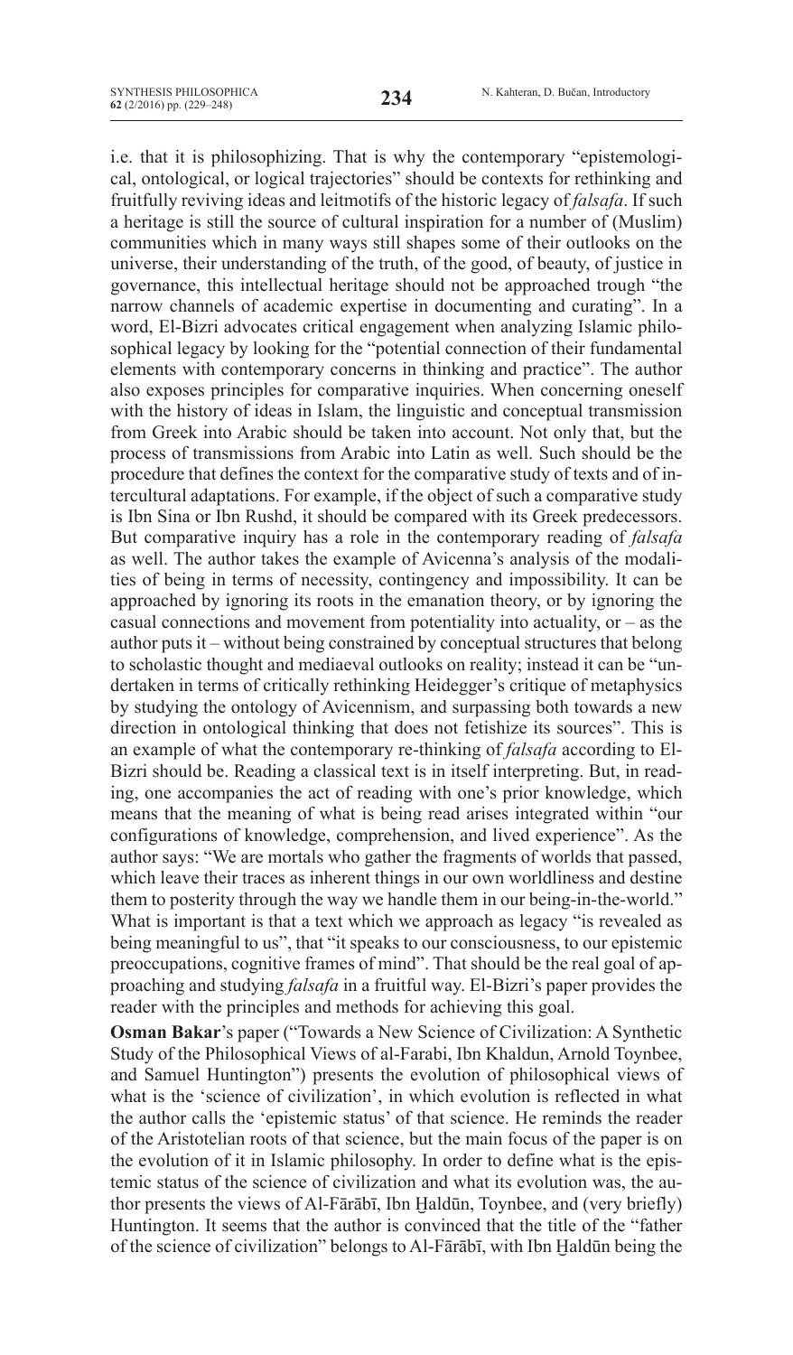i.e. that it is philosophizing. That is why the contemporary "epistemological, ontological, or logical trajectories" should be contexts for rethinking and fruitfully reviving ideas and leitmotifs of the historic legacy of *falsafa*. If such a heritage is still the source of cultural inspiration for a number of (Muslim) communities which in many ways still shapes some of their outlooks on the universe, their understanding of the truth, of the good, of beauty, of justice in governance, this intellectual heritage should not be approached trough "the narrow channels of academic expertise in documenting and curating". In a word, El-Bizri advocates critical engagement when analyzing Islamic philosophical legacy by looking for the "potential connection of their fundamental elements with contemporary concerns in thinking and practice". The author also exposes principles for comparative inquiries. When concerning oneself with the history of ideas in Islam, the linguistic and conceptual transmission from Greek into Arabic should be taken into account. Not only that, but the process of transmissions from Arabic into Latin as well. Such should be the procedure that defines the context for the comparative study of texts and of intercultural adaptations. For example, if the object of such a comparative study is Ibn Sina or Ibn Rushd, it should be compared with its Greek predecessors. But comparative inquiry has a role in the contemporary reading of *falsafa* as well. The author takes the example of Avicenna's analysis of the modalities of being in terms of necessity, contingency and impossibility. It can be approached by ignoring its roots in the emanation theory, or by ignoring the casual connections and movement from potentiality into actuality, or – as the author puts it – without being constrained by conceptual structures that belong to scholastic thought and mediaeval outlooks on reality; instead it can be "undertaken in terms of critically rethinking Heidegger's critique of metaphysics by studying the ontology of Avicennism, and surpassing both towards a new direction in ontological thinking that does not fetishize its sources". This is an example of what the contemporary re-thinking of *falsafa* according to El-Bizri should be. Reading a classical text is in itself interpreting. But, in reading, one accompanies the act of reading with one's prior knowledge, which means that the meaning of what is being read arises integrated within "our configurations of knowledge, comprehension, and lived experience". As the author says: "We are mortals who gather the fragments of worlds that passed, which leave their traces as inherent things in our own worldliness and destine them to posterity through the way we handle them in our being-in-the-world." What is important is that a text which we approach as legacy "is revealed as being meaningful to us", that "it speaks to our consciousness, to our epistemic preoccupations, cognitive frames of mind". That should be the real goal of approaching and studying *falsafa* in a fruitful way. El-Bizri's paper provides the reader with the principles and methods for achieving this goal.

**Osman Bakar**'s paper ("Towards a New Science of Civilization: A Synthetic Study of the Philosophical Views of al-Farabi, Ibn Khaldun, Arnold Toynbee, and Samuel Huntington") presents the evolution of philosophical views of what is the 'science of civilization', in which evolution is reflected in what the author calls the 'epistemic status' of that science. He reminds the reader of the Aristotelian roots of that science, but the main focus of the paper is on the evolution of it in Islamic philosophy. In order to define what is the epistemic status of the science of civilization and what its evolution was, the author presents the views of Al-Fārābī, Ibn Ḫaldūn, Toynbee, and (very briefly) Huntington. It seems that the author is convinced that the title of the "father of the science of civilization" belongs to Al-Fārābī, with Ibn Ḫaldūn being the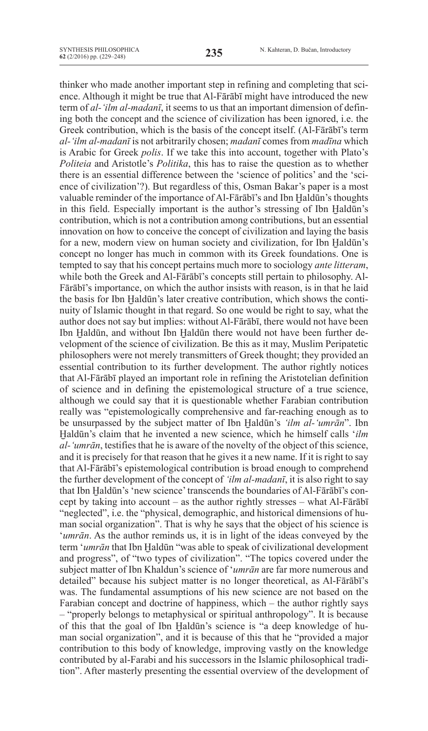thinker who made another important step in refining and completing that science. Although it might be true that Al-Fārābī might have introduced the new term of *al-'ilm al-madanī*, it seems to us that an important dimension of defining both the concept and the science of civilization has been ignored, i.e. the Greek contribution, which is the basis of the concept itself. (Al-Fārābī's term *al-'ilm al-madanī* is not arbitrarily chosen; *madanī* comes from *madīna* which is Arabic for Greek *polis*. If we take this into account, together with Plato's *Politeia* and Aristotle's *Politika*, this has to raise the question as to whether there is an essential difference between the 'science of politics' and the 'science of civilization'?). But regardless of this, Osman Bakar's paper is a most valuable reminder of the importance of Al-Fārābī's and Ibn Ḫaldūn's thoughts in this field. Especially important is the author's stressing of Ibn Ḫaldūn's contribution, which is not a contribution among contributions, but an essential innovation on how to conceive the concept of civilization and laying the basis for a new, modern view on human society and civilization, for Ibn Ḫaldūn's concept no longer has much in common with its Greek foundations. One is tempted to say that his concept pertains much more to sociology *ante litteram*, while both the Greek and Al-Fārābī's concepts still pertain to philosophy. Al-Fārābī's importance, on which the author insists with reason, is in that he laid the basis for Ibn Ḫaldūn's later creative contribution, which shows the continuity of Islamic thought in that regard. So one would be right to say, what the author does not say but implies: without Al-Fārābī, there would not have been Ibn Ḫaldūn, and without Ibn Ḫaldūn there would not have been further development of the science of civilization. Be this as it may, Muslim Peripatetic philosophers were not merely transmitters of Greek thought; they provided an essential contribution to its further development. The author rightly notices that Al-Fārābī played an important role in refining the Aristotelian definition of science and in defining the epistemological structure of a true science, although we could say that it is questionable whether Farabian contribution really was "epistemologically comprehensive and far-reaching enough as to be unsurpassed by the subject matter of Ibn Ḫaldūn's *'ilm al-'umrān*". Ibn Ḫaldūn's claim that he invented a new science, which he himself calls '*ilm al-'umrān*, testifies that he is aware of the novelty of the object of this science, and it is precisely for that reason that he gives it a new name. If it is right to say that Al-Fārābī's epistemological contribution is broad enough to comprehend the further development of the concept of *'ilm al-madanī*, it is also right to say that Ibn Ḫaldūn's 'new science' transcends the boundaries of Al-Fārābī's concept by taking into account – as the author rightly stresses – what Al-Fārābī "neglected", i.e. the "physical, demographic, and historical dimensions of human social organization". That is why he says that the object of his science is '*umrān*. As the author reminds us, it is in light of the ideas conveyed by the term '*umrān* that Ibn Ḫaldūn "was able to speak of civilizational development and progress", of "two types of civilization". "The topics covered under the subject matter of Ibn Khaldun's science of '*umrān* are far more numerous and detailed" because his subject matter is no longer theoretical, as Al-Fārābī's was. The fundamental assumptions of his new science are not based on the Farabian concept and doctrine of happiness, which – the author rightly says – "properly belongs to metaphysical or spiritual anthropology". It is because of this that the goal of Ibn Ḫaldūn's science is "a deep knowledge of human social organization", and it is because of this that he "provided a major contribution to this body of knowledge, improving vastly on the knowledge contributed by al-Farabi and his successors in the Islamic philosophical tradition". After masterly presenting the essential overview of the development of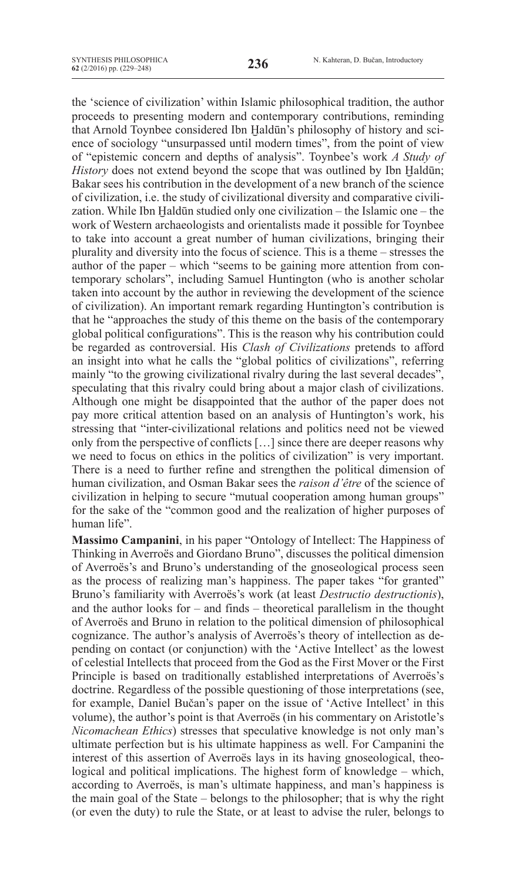the 'science of civilization' within Islamic philosophical tradition, the author proceeds to presenting modern and contemporary contributions, reminding that Arnold Toynbee considered Ibn Ḫaldūn's philosophy of history and science of sociology "unsurpassed until modern times", from the point of view of "epistemic concern and depths of analysis". Toynbee's work *A Study of History* does not extend beyond the scope that was outlined by Ibn Ḫaldūn; Bakar sees his contribution in the development of a new branch of the science of civilization, i.e. the study of civilizational diversity and comparative civilization. While Ibn Ḫaldūn studied only one civilization – the Islamic one – the work of Western archaeologists and orientalists made it possible for Toynbee to take into account a great number of human civilizations, bringing their plurality and diversity into the focus of science. This is a theme – stresses the author of the paper – which "seems to be gaining more attention from contemporary scholars", including Samuel Huntington (who is another scholar taken into account by the author in reviewing the development of the science of civilization). An important remark regarding Huntington's contribution is that he "approaches the study of this theme on the basis of the contemporary global political configurations". This is the reason why his contribution could be regarded as controversial. His *Clash of Civilizations* pretends to afford an insight into what he calls the "global politics of civilizations", referring mainly "to the growing civilizational rivalry during the last several decades", speculating that this rivalry could bring about a major clash of civilizations. Although one might be disappointed that the author of the paper does not pay more critical attention based on an analysis of Huntington's work, his stressing that "inter-civilizational relations and politics need not be viewed only from the perspective of conflicts […] since there are deeper reasons why we need to focus on ethics in the politics of civilization" is very important. There is a need to further refine and strengthen the political dimension of human civilization, and Osman Bakar sees the *raison d'être* of the science of civilization in helping to secure "mutual cooperation among human groups" for the sake of the "common good and the realization of higher purposes of human life".

**Massimo Campanini**, in his paper "Ontology of Intellect: The Happiness of Thinking in Averroës and Giordano Bruno", discusses the political dimension of Averroës's and Bruno's understanding of the gnoseological process seen as the process of realizing man's happiness. The paper takes "for granted" Bruno's familiarity with Averroës's work (at least *Destructio destructionis*), and the author looks for – and finds – theoretical parallelism in the thought of Averroës and Bruno in relation to the political dimension of philosophical cognizance. The author's analysis of Averroës's theory of intellection as depending on contact (or conjunction) with the 'Active Intellect' as the lowest of celestial Intellects that proceed from the God as the First Mover or the First Principle is based on traditionally established interpretations of Averroës's doctrine. Regardless of the possible questioning of those interpretations (see, for example, Daniel Bučan's paper on the issue of 'Active Intellect' in this volume), the author's point is that Averroës (in his commentary on Aristotle's *Nicomachean Ethics*) stresses that speculative knowledge is not only man's ultimate perfection but is his ultimate happiness as well. For Campanini the interest of this assertion of Averroës lays in its having gnoseological, theological and political implications. The highest form of knowledge – which, according to Averroës, is man's ultimate happiness, and man's happiness is the main goal of the State – belongs to the philosopher; that is why the right (or even the duty) to rule the State, or at least to advise the ruler, belongs to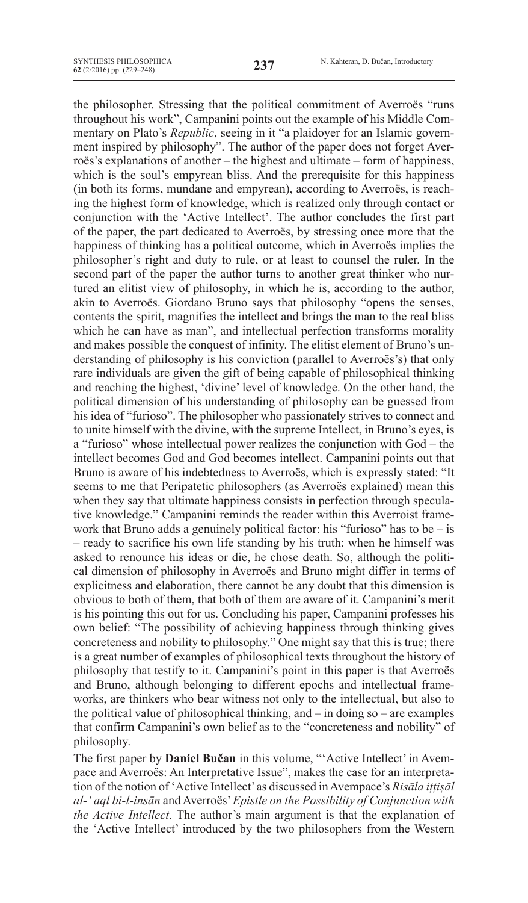the philosopher. Stressing that the political commitment of Averroës "runs throughout his work", Campanini points out the example of his Middle Commentary on Plato's *Republic*, seeing in it "a plaidoyer for an Islamic government inspired by philosophy". The author of the paper does not forget Averroës's explanations of another – the highest and ultimate – form of happiness, which is the soul's empyrean bliss. And the prerequisite for this happiness (in both its forms, mundane and empyrean), according to Averroës, is reaching the highest form of knowledge, which is realized only through contact or conjunction with the 'Active Intellect'. The author concludes the first part of the paper, the part dedicated to Averroës, by stressing once more that the happiness of thinking has a political outcome, which in Averroës implies the philosopher's right and duty to rule, or at least to counsel the ruler. In the second part of the paper the author turns to another great thinker who nurtured an elitist view of philosophy, in which he is, according to the author, akin to Averroës. Giordano Bruno says that philosophy "opens the senses, contents the spirit, magnifies the intellect and brings the man to the real bliss which he can have as man", and intellectual perfection transforms morality and makes possible the conquest of infinity. The elitist element of Bruno's understanding of philosophy is his conviction (parallel to Averroës's) that only rare individuals are given the gift of being capable of philosophical thinking and reaching the highest, 'divine' level of knowledge. On the other hand, the political dimension of his understanding of philosophy can be guessed from his idea of "furioso". The philosopher who passionately strives to connect and to unite himself with the divine, with the supreme Intellect, in Bruno's eyes, is a "furioso" whose intellectual power realizes the conjunction with God – the intellect becomes God and God becomes intellect. Campanini points out that Bruno is aware of his indebtedness to Averroës, which is expressly stated: "It seems to me that Peripatetic philosophers (as Averroës explained) mean this when they say that ultimate happiness consists in perfection through speculative knowledge." Campanini reminds the reader within this Averroist framework that Bruno adds a genuinely political factor: his "furioso" has to be – is – ready to sacrifice his own life standing by his truth: when he himself was asked to renounce his ideas or die, he chose death. So, although the political dimension of philosophy in Averroës and Bruno might differ in terms of explicitness and elaboration, there cannot be any doubt that this dimension is obvious to both of them, that both of them are aware of it. Campanini's merit is his pointing this out for us. Concluding his paper, Campanini professes his own belief: "The possibility of achieving happiness through thinking gives concreteness and nobility to philosophy." One might say that this is true; there is a great number of examples of philosophical texts throughout the history of philosophy that testify to it. Campanini's point in this paper is that Averroës and Bruno, although belonging to different epochs and intellectual frameworks, are thinkers who bear witness not only to the intellectual, but also to the political value of philosophical thinking, and – in doing so – are examples that confirm Campanini's own belief as to the "concreteness and nobility" of philosophy.

The first paper by **Daniel Bučan** in this volume, "'Active Intellect' in Avempace and Averroës: An Interpretative Issue", makes the case for an interpretation of the notion of 'Active Intellect' as discussed in Avempace's *Risāla iṭṭiṣāl al-ʿaql bi-l-insān* and Averroës' *Epistle on the Possibility of Conjunction with the Active Intellect*. The author's main argument is that the explanation of the 'Active Intellect' introduced by the two philosophers from the Western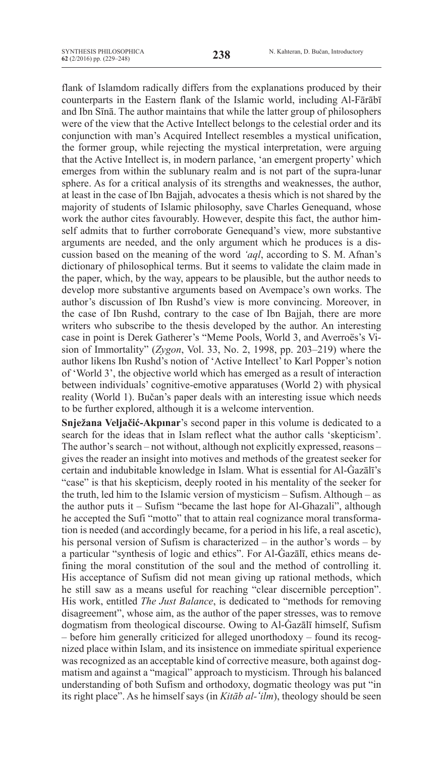flank of Islamdom radically differs from the explanations produced by their counterparts in the Eastern flank of the Islamic world, including Al-Fārābī and Ibn Sīnā. The author maintains that while the latter group of philosophers were of the view that the Active Intellect belongs to the celestial order and its conjunction with man's Acquired Intellect resembles a mystical unification, the former group, while rejecting the mystical interpretation, were arguing that the Active Intellect is, in modern parlance, 'an emergent property' which emerges from within the sublunary realm and is not part of the supra-lunar sphere. As for a critical analysis of its strengths and weaknesses, the author, at least in the case of Ibn Bajjah, advocates a thesis which is not shared by the majority of students of Islamic philosophy, save Charles Genequand, whose work the author cites favourably. However, despite this fact, the author himself admits that to further corroborate Genequand's view, more substantive arguments are needed, and the only argument which he produces is a discussion based on the meaning of the word *'aql*, according to S. M. Afnan's dictionary of philosophical terms. But it seems to validate the claim made in the paper, which, by the way, appears to be plausible, but the author needs to develop more substantive arguments based on Avempace's own works. The author's discussion of Ibn Rushd's view is more convincing. Moreover, in the case of Ibn Rushd, contrary to the case of Ibn Bajjah, there are more writers who subscribe to the thesis developed by the author. An interesting case in point is Derek Gatherer's "Meme Pools, World 3, and Averroës's Vision of Immortality" (*Zygon*, Vol. 33, No. 2, 1998, pp. 203–219) where the author likens Ibn Rushd's notion of 'Active Intellect' to Karl Popper's notion of 'World 3', the objective world which has emerged as a result of interaction between individuals' cognitive-emotive apparatuses (World 2) with physical reality (World 1). Bučan's paper deals with an interesting issue which needs to be further explored, although it is a welcome intervention.

**Snježana Veljačić-Akpınar**'s second paper in this volume is dedicated to a search for the ideas that in Islam reflect what the author calls 'skepticism'. The author's search – not without, although not explicitly expressed, reasons – gives the reader an insight into motives and methods of the greatest seeker for certain and indubitable knowledge in Islam. What is essential for Al-Ġazālī's "case" is that his skepticism, deeply rooted in his mentality of the seeker for the truth, led him to the Islamic version of mysticism – Sufism. Although – as the author puts it – Sufism "became the last hope for Al-Ghazali", although he accepted the Sufi "motto" that to attain real cognizance moral transformation is needed (and accordingly became, for a period in his life, a real ascetic), his personal version of Sufism is characterized – in the author's words – by a particular "synthesis of logic and ethics". For Al-Ġazālī, ethics means defining the moral constitution of the soul and the method of controlling it. His acceptance of Sufism did not mean giving up rational methods, which he still saw as a means useful for reaching "clear discernible perception". His work, entitled *The Just Balance*, is dedicated to "methods for removing disagreement", whose aim, as the author of the paper stresses, was to remove dogmatism from theological discourse. Owing to Al-Ġazālī himself, Sufism – before him generally criticized for alleged unorthodoxy – found its recognized place within Islam, and its insistence on immediate spiritual experience was recognized as an acceptable kind of corrective measure, both against dogmatism and against a "magical" approach to mysticism. Through his balanced understanding of both Sufism and orthodoxy, dogmatic theology was put "in its right place". As he himself says (in *Kitāb al-'ilm*), theology should be seen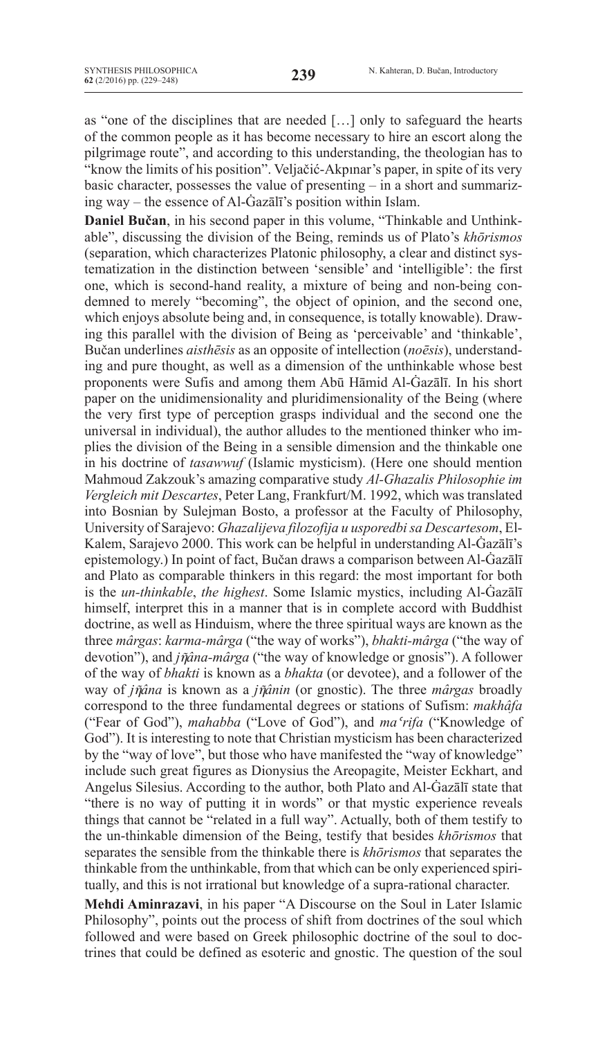as "one of the disciplines that are needed […] only to safeguard the hearts of the common people as it has become necessary to hire an escort along the pilgrimage route", and according to this understanding, the theologian has to "know the limits of his position". Veljačić-Akpınar's paper, in spite of its very basic character, possesses the value of presenting – in a short and summarizing way – the essence of Al-Ġazālī's position within Islam.

**Daniel Bučan**, in his second paper in this volume, "Thinkable and Unthinkable", discussing the division of the Being, reminds us of Plato's *khōrismos* (separation, which characterizes Platonic philosophy, a clear and distinct systematization in the distinction between 'sensible' and 'intelligible': the first one, which is second-hand reality, a mixture of being and non-being condemned to merely "becoming", the object of opinion, and the second one, which enjoys absolute being and, in consequence, is totally knowable). Drawing this parallel with the division of Being as 'perceivable' and 'thinkable', Bučan underlines *aisthēsis* as an opposite of intellection (*noēsis*), understanding and pure thought, as well as a dimension of the unthinkable whose best proponents were Sufis and among them Abū Hāmid Al-Ġazālī. In his short paper on the unidimensionality and pluridimensionality of the Being (where the very first type of perception grasps individual and the second one the universal in individual), the author alludes to the mentioned thinker who implies the division of the Being in a sensible dimension and the thinkable one in his doctrine of *tasawwuf* (Islamic mysticism). (Here one should mention Mahmoud Zakzouk's amazing comparative study *Al-Ghazalis Philosophie im Vergleich mit Descartes*, Peter Lang, Frankfurt/M. 1992, which was translated into Bosnian by Sulejman Bosto, a professor at the Faculty of Philosophy, University of Sarajevo: *Ghazalijeva filozofija u usporedbi sa Descartesom*, El-Kalem, Sarajevo 2000. This work can be helpful in understanding Al-Ġazālī's epistemology.) In point of fact, Bučan draws a comparison between Al-Ġazālī and Plato as comparable thinkers in this regard: the most important for both is the *un-thinkable*, *the highest*. Some Islamic mystics, including Al-Ġazālī himself, interpret this in a manner that is in complete accord with Buddhist doctrine, as well as Hinduism, where the three spiritual ways are known as the three *mârgas*: *karma-mârga* ("the way of works"), *bhakti-mârga* ("the way of devotion"), and *jñâna-mârga* ("the way of knowledge or gnosis"). A follower of the way of *bhakti* is known as a *bhakta* (or devotee), and a follower of the way of *jñâna* is known as a *jñânin* (or gnostic). The three *mârgas* broadly correspond to the three fundamental degrees or stations of Sufism: *makhâfa* ("Fear of God"), *mahabba* ("Love of God"), and *maʿrifa* ("Knowledge of God"). It is interesting to note that Christian mysticism has been characterized by the "way of love", but those who have manifested the "way of knowledge" include such great figures as Dionysius the Areopagite, Meister Eckhart, and Angelus Silesius. According to the author, both Plato and Al-Ġazālī state that "there is no way of putting it in words" or that mystic experience reveals things that cannot be "related in a full way". Actually, both of them testify to the un-thinkable dimension of the Being, testify that besides *khōrismos* that separates the sensible from the thinkable there is *khōrismos* that separates the thinkable from the unthinkable, from that which can be only experienced spiritually, and this is not irrational but knowledge of a supra-rational character.

**Mehdi Aminrazavi**, in his paper "A Discourse on the Soul in Later Islamic Philosophy", points out the process of shift from doctrines of the soul which followed and were based on Greek philosophic doctrine of the soul to doctrines that could be defined as esoteric and gnostic. The question of the soul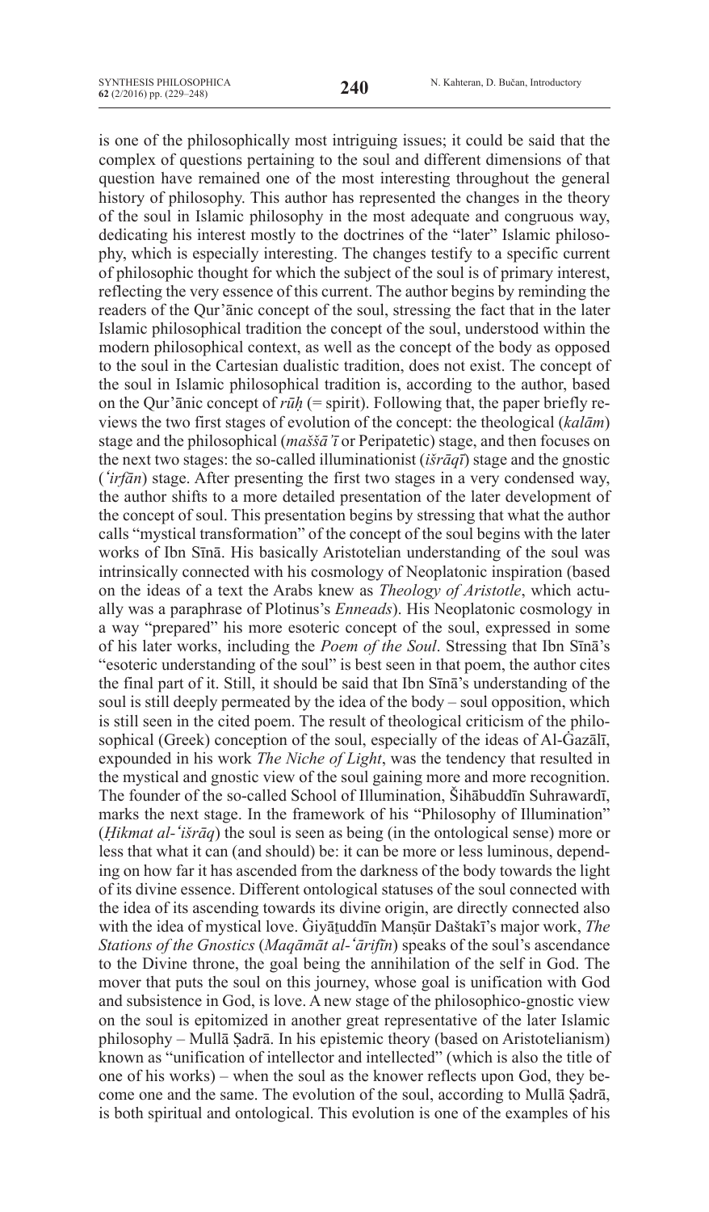is one of the philosophically most intriguing issues; it could be said that the complex of questions pertaining to the soul and different dimensions of that question have remained one of the most interesting throughout the general history of philosophy. This author has represented the changes in the theory of the soul in Islamic philosophy in the most adequate and congruous way, dedicating his interest mostly to the doctrines of the "later" Islamic philosophy, which is especially interesting. The changes testify to a specific current of philosophic thought for which the subject of the soul is of primary interest, reflecting the very essence of this current. The author begins by reminding the readers of the Qur'ānic concept of the soul, stressing the fact that in the later Islamic philosophical tradition the concept of the soul, understood within the modern philosophical context, as well as the concept of the body as opposed to the soul in the Cartesian dualistic tradition, does not exist. The concept of the soul in Islamic philosophical tradition is, according to the author, based on the Qur'ānic concept of *rūḥ* (= spirit). Following that, the paper briefly reviews the two first stages of evolution of the concept: the theological (*kalām*) stage and the philosophical (*maššā'ī* or Peripatetic) stage, and then focuses on the next two stages: the so-called illuminationist (*išrāqī*) stage and the gnostic (*'irfān*) stage. After presenting the first two stages in a very condensed way, the author shifts to a more detailed presentation of the later development of the concept of soul. This presentation begins by stressing that what the author calls "mystical transformation" of the concept of the soul begins with the later works of Ibn Sīnā. His basically Aristotelian understanding of the soul was intrinsically connected with his cosmology of Neoplatonic inspiration (based on the ideas of a text the Arabs knew as *Theology of Aristotle*, which actually was a paraphrase of Plotinus's *Enneads*). His Neoplatonic cosmology in a way "prepared" his more esoteric concept of the soul, expressed in some of his later works, including the *Poem of the Soul*. Stressing that Ibn Sīnā's "esoteric understanding of the soul" is best seen in that poem, the author cites the final part of it. Still, it should be said that Ibn Sīnā's understanding of the soul is still deeply permeated by the idea of the body – soul opposition, which is still seen in the cited poem. The result of theological criticism of the philosophical (Greek) conception of the soul, especially of the ideas of Al-Ġazālī, expounded in his work *The Niche of Light*, was the tendency that resulted in the mystical and gnostic view of the soul gaining more and more recognition. The founder of the so-called School of Illumination, Šihābuddīn Suhrawardī, marks the next stage. In the framework of his "Philosophy of Illumination" (*Ḥikmat al-'išrāq*) the soul is seen as being (in the ontological sense) more or less that what it can (and should) be: it can be more or less luminous, depending on how far it has ascended from the darkness of the body towards the light of its divine essence. Different ontological statuses of the soul connected with the idea of its ascending towards its divine origin, are directly connected also with the idea of mystical love. Ġiyāṯuddīn Manṣūr Daštakī's major work, *The Stations of the Gnostics* (*Maqāmāt al-'ārifīn*) speaks of the soul's ascendance to the Divine throne, the goal being the annihilation of the self in God. The mover that puts the soul on this journey, whose goal is unification with God and subsistence in God, is love. A new stage of the philosophico-gnostic view on the soul is epitomized in another great representative of the later Islamic philosophy – Mullā Ṣadrā. In his epistemic theory (based on Aristotelianism) known as "unification of intellector and intellected" (which is also the title of one of his works) – when the soul as the knower reflects upon God, they become one and the same. The evolution of the soul, according to Mullā Ṣadrā, is both spiritual and ontological. This evolution is one of the examples of his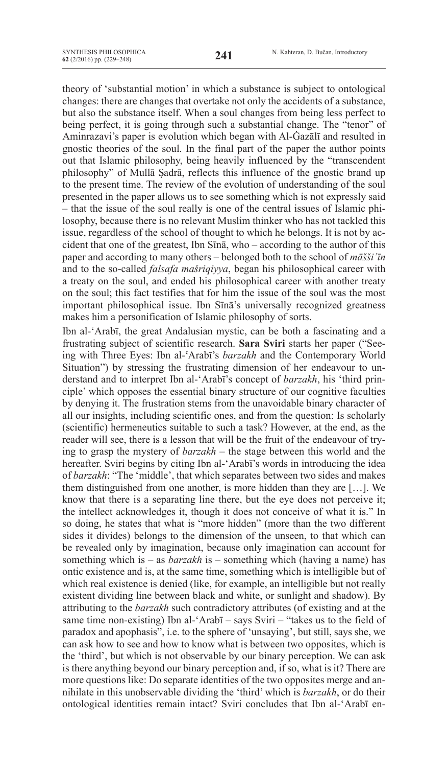theory of 'substantial motion' in which a substance is subject to ontological changes: there are changes that overtake not only the accidents of a substance, but also the substance itself. When a soul changes from being less perfect to being perfect, it is going through such a substantial change. The "tenor" of Aminrazavi's paper is evolution which began with Al-Ġazālī and resulted in gnostic theories of the soul. In the final part of the paper the author points out that Islamic philosophy, being heavily influenced by the "transcendent philosophy" of Mullā Ṣadrā, reflects this influence of the gnostic brand up to the present time. The review of the evolution of understanding of the soul presented in the paper allows us to see something which is not expressly said – that the issue of the soul really is one of the central issues of Islamic philosophy, because there is no relevant Muslim thinker who has not tackled this issue, regardless of the school of thought to which he belongs. It is not by accident that one of the greatest, Ibn Sīnā, who – according to the author of this paper and according to many others – belonged both to the school of *māšši'īn* and to the so-called *falsafa mašriqiyya*, began his philosophical career with a treaty on the soul, and ended his philosophical career with another treaty on the soul; this fact testifies that for him the issue of the soul was the most important philosophical issue. Ibn Sīnā's universally recognized greatness makes him a personification of Islamic philosophy of sorts.

Ibn al-'Arabī, the great Andalusian mystic, can be both a fascinating and a frustrating subject of scientific research. **Sara Sviri** starts her paper ("Seeing with Three Eyes: Ibn al-ʿArabī's *barzakh* and the Contemporary World Situation") by stressing the frustrating dimension of her endeavour to understand and to interpret Ibn al-'Arabī's concept of *barzakh*, his 'third principle' which opposes the essential binary structure of our cognitive faculties by denying it. The frustration stems from the unavoidable binary character of all our insights, including scientific ones, and from the question: Is scholarly (scientific) hermeneutics suitable to such a task? However, at the end, as the reader will see, there is a lesson that will be the fruit of the endeavour of trying to grasp the mystery of *barzakh* – the stage between this world and the hereafter. Sviri begins by citing Ibn al-'Arabī's words in introducing the idea of *barzakh*: "The 'middle', that which separates between two sides and makes them distinguished from one another, is more hidden than they are […]. We know that there is a separating line there, but the eye does not perceive it; the intellect acknowledges it, though it does not conceive of what it is." In so doing, he states that what is "more hidden" (more than the two different sides it divides) belongs to the dimension of the unseen, to that which can be revealed only by imagination, because only imagination can account for something which is – as *barzakh* is – something which (having a name) has ontic existence and is, at the same time, something which is intelligible but of which real existence is denied (like, for example, an intelligible but not really existent dividing line between black and white, or sunlight and shadow). By attributing to the *barzakh* such contradictory attributes (of existing and at the same time non-existing) Ibn al-'Arabī – says Sviri – "takes us to the field of paradox and apophasis", i.e. to the sphere of 'unsaying', but still, says she, we can ask how to see and how to know what is between two opposites, which is the 'third', but which is not observable by our binary perception. We can ask is there anything beyond our binary perception and, if so, what is it? There are more questions like: Do separate identities of the two opposites merge and annihilate in this unobservable dividing the 'third' which is *barzakh*, or do their ontological identities remain intact? Sviri concludes that Ibn al-'Arabī en-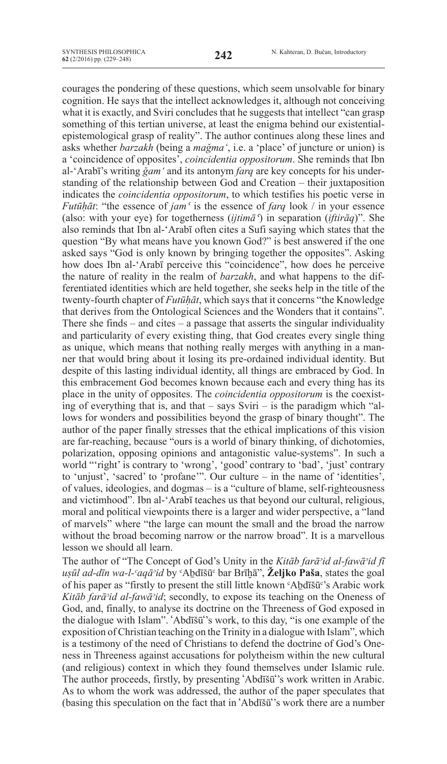courages the pondering of these questions, which seem unsolvable for binary cognition. He says that the intellect acknowledges it, although not conceiving what it is exactly, and Sviri concludes that he suggests that intellect "can grasp something of this tertian universe, at least the enigma behind our existential-epistemological grasp of reality". The author continues along these lines and asks whether *barzakh* (being a *mağma'*, i.e. a 'place' of juncture or union) is a 'coincidence of opposites', *coincidentia oppositorum*. She reminds that Ibn al-'Arabī's writing *ǧam'* and its antonym *farq* are key concepts for his understanding of the relationship between God and Creation – their juxtaposition indicates the *coincidentia oppositorum*, to which testifies his poetic verse in *Futūḥāt*: "the essence of *jam'* is the essence of *farq* look / in your essence (also: with your eye) for togetherness (*ijtimā'*) in separation (*iftirāq*)". She also reminds that Ibn al-'Arabī often cites a Sufi saying which states that the question "By what means have you known God?" is best answered if the one asked says "God is only known by bringing together the opposites". Asking how does Ibn al-'Arabī perceive this "coincidence", how does he perceive the nature of reality in the realm of *barzakh*, and what happens to the differentiated identities which are held together, she seeks help in the title of the twenty-fourth chapter of *Futūḥāt*, which says that it concerns "the Knowledge that derives from the Ontological Sciences and the Wonders that it contains". There she finds – and cites – a passage that asserts the singular individuality and particularity of every existing thing, that God creates every single thing as unique, which means that nothing really merges with anything in a manner that would bring about it losing its pre-ordained individual identity. But despite of this lasting individual identity, all things are embraced by God. In this embracement God becomes known because each and every thing has its place in the unity of opposites. The *coincidentia oppositorum* is the coexisting of everything that is, and that – says Sviri – is the paradigm which "allows for wonders and possibilities beyond the grasp of binary thought". The author of the paper finally stresses that the ethical implications of this vision are far-reaching, because "ours is a world of binary thinking, of dichotomies, polarization, opposing opinions and antagonistic value-systems". In such a world "'right' is contrary to 'wrong', 'good' contrary to 'bad', 'just' contrary to 'unjust', 'sacred' to 'profane'". Our culture – in the name of 'identities', of values, ideologies, and dogmas – is a "culture of blame, self-righteousness and victimhood". Ibn al-'Arabī teaches us that beyond our cultural, religious, moral and political viewpoints there is a larger and wider perspective, a "land of marvels" where "the large can mount the small and the broad the narrow without the broad becoming narrow or the narrow broad". It is a marvellous lesson we should all learn.

The author of "The Concept of God's Unity in the *Kitāb farāʾid al-fawāʾid fī uṣūl ad-dīn wa-l-ʿaqāʾid* by ʿAḇdīšūʿ bar Brīḫā", **Željko Paša**, states the goal of his paper as "firstly to present the still little known ʿAḇdīšūʿ's Arabic work *Kitāb farāʾid al-fawāʾid*; secondly, to expose its teaching on the Oneness of God, and, finally, to analyse its doctrine on the Threeness of God exposed in the dialogue with Islam". 'Abdīšū''s work, to this day, "is one example of the exposition of Christian teaching on the Trinity in a dialogue with Islam", which is a testimony of the need of Christians to defend the doctrine of God's Oneness in Threeness against accusations for polytheism within the new cultural (and religious) context in which they found themselves under Islamic rule. The author proceeds, firstly, by presenting 'Abdīšū''s work written in Arabic. As to whom the work was addressed, the author of the paper speculates that (basing this speculation on the fact that in 'Abdīšū''s work there are a number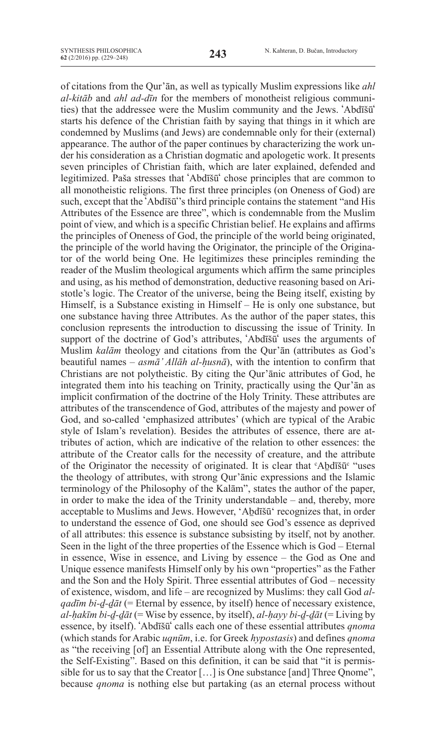of citations from the Qur'ān, as well as typically Muslim expressions like *ahl al-kitāb* and *ahl ad-dīn* for the members of monotheist religious communities) that the addressee were the Muslim community and the Jews. ʿAbdīšūʿ starts his defence of the Christian faith by saying that things in it which are condemned by Muslims (and Jews) are condemnable only for their (external) appearance. The author of the paper continues by characterizing the work under his consideration as a Christian dogmatic and apologetic work. It presents seven principles of Christian faith, which are later explained, defended and legitimized. Paša stresses that ʿAbdīšūʿ chose principles that are common to all monotheistic religions. The first three principles (on Oneness of God) are such, except that the ʿAbdīšūʿ's third principle contains the statement "and His Attributes of the Essence are three", which is condemnable from the Muslim point of view, and which is a specific Christian belief. He explains and affirms the principles of Oneness of God, the principle of the world being originated, the principle of the world having the Originator, the principle of the Originator of the world being One. He legitimizes these principles reminding the reader of the Muslim theological arguments which affirm the same principles and using, as his method of demonstration, deductive reasoning based on Aristotle's logic. The Creator of the universe, being the Being itself, existing by Himself, is a Substance existing in Himself – He is only one substance, but one substance having three Attributes. As the author of the paper states, this conclusion represents the introduction to discussing the issue of Trinity. In support of the doctrine of God's attributes, ʿAbdīšūʿ uses the arguments of Muslim *kalām* theology and citations from the Qur'ān (attributes as God's beautiful names – *asmā' Allāh al-ḥusnā*), with the intention to confirm that Christians are not polytheistic. By citing the Qur'ānic attributes of God, he integrated them into his teaching on Trinity, practically using the Qur'ān as implicit confirmation of the doctrine of the Holy Trinity. These attributes are attributes of the transcendence of God, attributes of the majesty and power of God, and so-called 'emphasized attributes' (which are typical of the Arabic style of Islam's revelation). Besides the attributes of essence, there are attributes of action, which are indicative of the relation to other essences: the attribute of the Creator calls for the necessity of creature, and the attribute of the Originator the necessity of originated. It is clear that ʿAḇdīšūʿ "uses the theology of attributes, with strong Qur'ānic expressions and the Islamic terminology of the Philosophy of the Kalām", states the author of the paper, in order to make the idea of the Trinity understandable – and, thereby, more acceptable to Muslims and Jews. However, ʿAḇdīšūʿ recognizes that, in order to understand the essence of God, one should see God's essence as deprived of all attributes: this essence is substance subsisting by itself, not by another. Seen in the light of the three properties of the Essence which is God – Eternal in essence, Wise in essence, and Living by essence – the God as One and Unique essence manifests Himself only by his own "properties" as the Father and the Son and the Holy Spirit. Three essential attributes of God – necessity of existence, wisdom, and life – are recognized by Muslims: they call God *al-qadīm bi-ḏ-ḏāt* (= Eternal by essence, by itself) hence of necessary existence, *al-ḥakīm bi-ḏ-ḏāt* (= Wise by essence, by itself), *al-ḥayy bi-ḏ-ḏāt* (= Living by essence, by itself). ʿAbdīšūʿ calls each one of these essential attributes *qnoma* (which stands for Arabic *uqnūm*, i.e. for Greek *hypostasis*) and defines *qnoma* as "the receiving [of] an Essential Attribute along with the One represented, the Self-Existing". Based on this definition, it can be said that "it is permissible for us to say that the Creator […] is One substance [and] Three Qnome", because *qnoma* is nothing else but partaking (as an eternal process without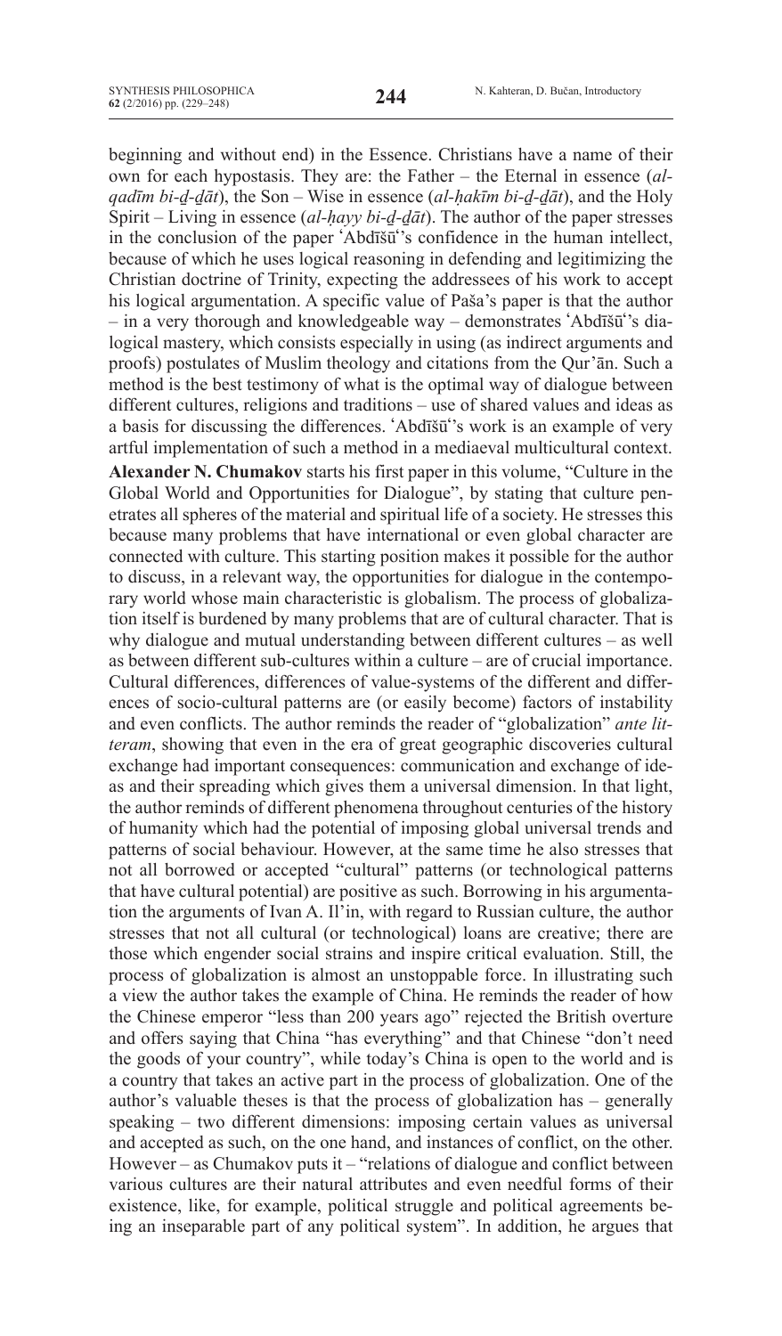beginning and without end) in the Essence. Christians have a name of their own for each hypostasis. They are: the Father – the Eternal in essence (*al-qadīm bi-ḏ-ḏāt*), the Son – Wise in essence (*al-ḥakīm bi-ḏ-ḏāt*), and the Holy Spirit – Living in essence (*al-ḥayy bi-ḏ-ḏāt*). The author of the paper stresses in the conclusion of the paper ʿAbdīšūʿ's confidence in the human intellect, because of which he uses logical reasoning in defending and legitimizing the Christian doctrine of Trinity, expecting the addressees of his work to accept his logical argumentation. A specific value of Paša's paper is that the author – in a very thorough and knowledgeable way – demonstrates ʿAbdīšūʿ's dialogical mastery, which consists especially in using (as indirect arguments and proofs) postulates of Muslim theology and citations from the Qur'ān. Such a method is the best testimony of what is the optimal way of dialogue between different cultures, religions and traditions – use of shared values and ideas as a basis for discussing the differences. ʿAbdīšūʿ's work is an example of very artful implementation of such a method in a mediaeval multicultural context.

**Alexander N. Chumakov** starts his first paper in this volume, "Culture in the Global World and Opportunities for Dialogue", by stating that culture penetrates all spheres of the material and spiritual life of a society. He stresses this because many problems that have international or even global character are connected with culture. This starting position makes it possible for the author to discuss, in a relevant way, the opportunities for dialogue in the contemporary world whose main characteristic is globalism. The process of globalization itself is burdened by many problems that are of cultural character. That is why dialogue and mutual understanding between different cultures – as well as between different sub-cultures within a culture – are of crucial importance. Cultural differences, differences of value-systems of the different and differences of socio-cultural patterns are (or easily become) factors of instability and even conflicts. The author reminds the reader of "globalization" *ante litteram*, showing that even in the era of great geographic discoveries cultural exchange had important consequences: communication and exchange of ideas and their spreading which gives them a universal dimension. In that light, the author reminds of different phenomena throughout centuries of the history of humanity which had the potential of imposing global universal trends and patterns of social behaviour. However, at the same time he also stresses that not all borrowed or accepted "cultural" patterns (or technological patterns that have cultural potential) are positive as such. Borrowing in his argumentation the arguments of Ivan A. Il'in, with regard to Russian culture, the author stresses that not all cultural (or technological) loans are creative; there are those which engender social strains and inspire critical evaluation. Still, the process of globalization is almost an unstoppable force. In illustrating such a view the author takes the example of China. He reminds the reader of how the Chinese emperor "less than 200 years ago" rejected the British overture and offers saying that China "has everything" and that Chinese "don't need the goods of your country", while today's China is open to the world and is a country that takes an active part in the process of globalization. One of the author's valuable theses is that the process of globalization has – generally speaking – two different dimensions: imposing certain values as universal and accepted as such, on the one hand, and instances of conflict, on the other. However – as Chumakov puts it – "relations of dialogue and conflict between various cultures are their natural attributes and even needful forms of their existence, like, for example, political struggle and political agreements being an inseparable part of any political system". In addition, he argues that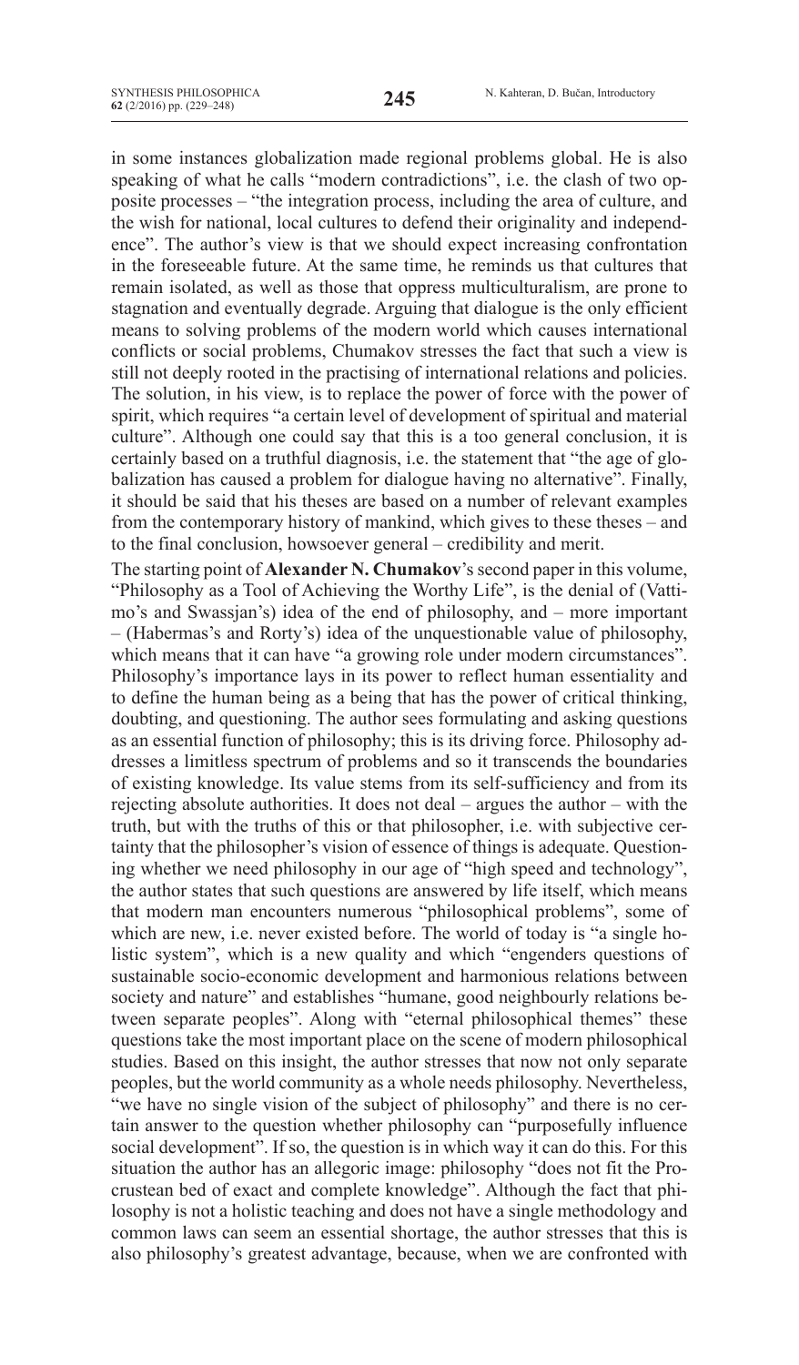in some instances globalization made regional problems global. He is also speaking of what he calls "modern contradictions", i.e. the clash of two opposite processes – "the integration process, including the area of culture, and the wish for national, local cultures to defend their originality and independence". The author's view is that we should expect increasing confrontation in the foreseeable future. At the same time, he reminds us that cultures that remain isolated, as well as those that oppress multiculturalism, are prone to stagnation and eventually degrade. Arguing that dialogue is the only efficient means to solving problems of the modern world which causes international conflicts or social problems, Chumakov stresses the fact that such a view is still not deeply rooted in the practising of international relations and policies. The solution, in his view, is to replace the power of force with the power of spirit, which requires "a certain level of development of spiritual and material culture". Although one could say that this is a too general conclusion, it is certainly based on a truthful diagnosis, i.e. the statement that "the age of globalization has caused a problem for dialogue having no alternative". Finally, it should be said that his theses are based on a number of relevant examples from the contemporary history of mankind, which gives to these theses – and to the final conclusion, howsoever general – credibility and merit.

The starting point of **Alexander N. Chumakov**'s second paper in this volume, "Philosophy as a Tool of Achieving the Worthy Life", is the denial of (Vattimo's and Swassjan's) idea of the end of philosophy, and – more important – (Habermas's and Rorty's) idea of the unquestionable value of philosophy, which means that it can have "a growing role under modern circumstances". Philosophy's importance lays in its power to reflect human essentiality and to define the human being as a being that has the power of critical thinking, doubting, and questioning. The author sees formulating and asking questions as an essential function of philosophy; this is its driving force. Philosophy addresses a limitless spectrum of problems and so it transcends the boundaries of existing knowledge. Its value stems from its self-sufficiency and from its rejecting absolute authorities. It does not deal – argues the author – with the truth, but with the truths of this or that philosopher, i.e. with subjective certainty that the philosopher's vision of essence of things is adequate. Questioning whether we need philosophy in our age of "high speed and technology", the author states that such questions are answered by life itself, which means that modern man encounters numerous "philosophical problems", some of which are new, i.e. never existed before. The world of today is "a single holistic system", which is a new quality and which "engenders questions of sustainable socio-economic development and harmonious relations between society and nature" and establishes "humane, good neighbourly relations between separate peoples". Along with "eternal philosophical themes" these questions take the most important place on the scene of modern philosophical studies. Based on this insight, the author stresses that now not only separate peoples, but the world community as a whole needs philosophy. Nevertheless, "we have no single vision of the subject of philosophy" and there is no certain answer to the question whether philosophy can "purposefully influence social development". If so, the question is in which way it can do this. For this situation the author has an allegoric image: philosophy "does not fit the Procrustean bed of exact and complete knowledge". Although the fact that philosophy is not a holistic teaching and does not have a single methodology and common laws can seem an essential shortage, the author stresses that this is also philosophy's greatest advantage, because, when we are confronted with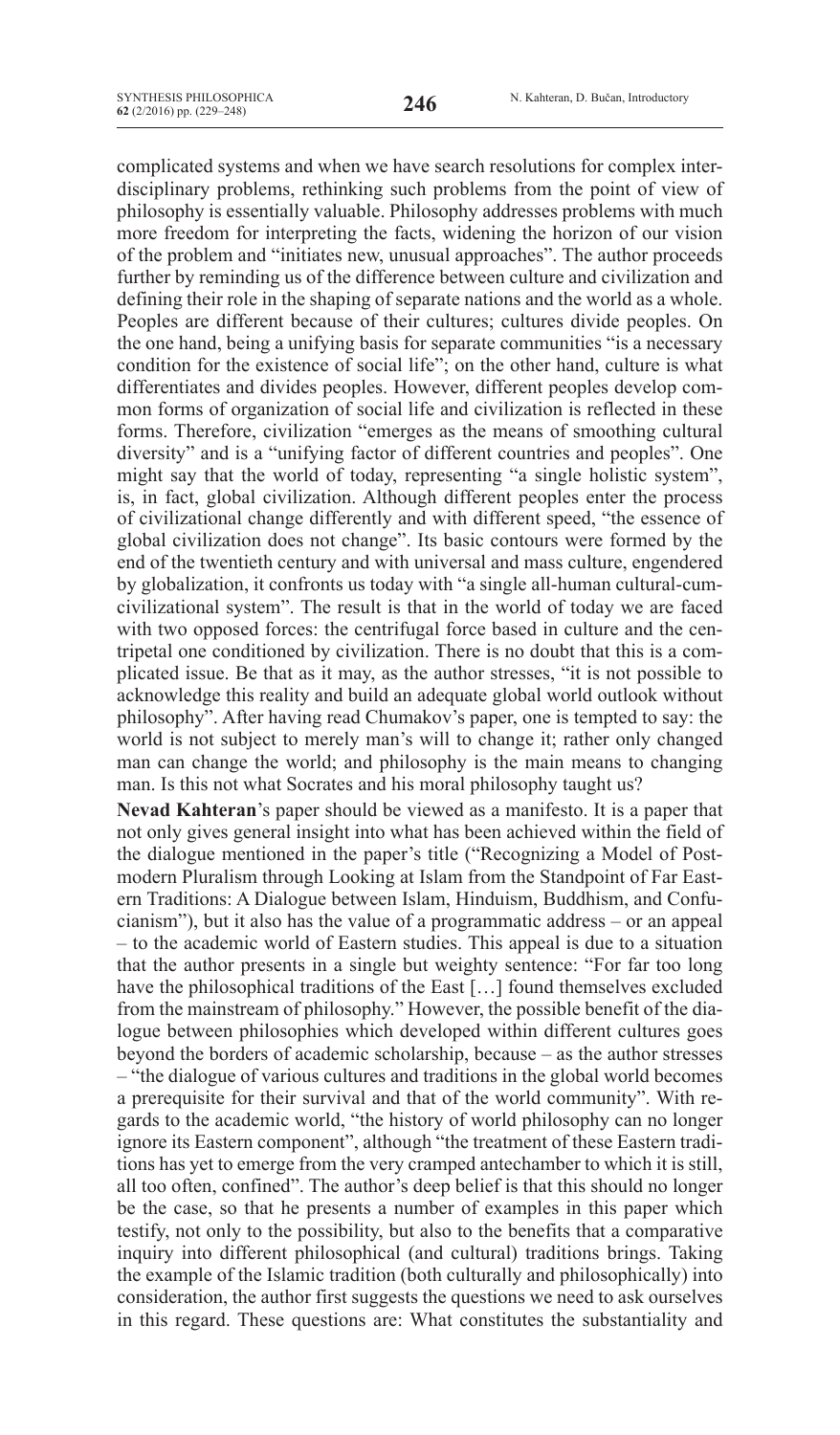complicated systems and when we have search resolutions for complex interdisciplinary problems, rethinking such problems from the point of view of philosophy is essentially valuable. Philosophy addresses problems with much more freedom for interpreting the facts, widening the horizon of our vision of the problem and "initiates new, unusual approaches". The author proceeds further by reminding us of the difference between culture and civilization and defining their role in the shaping of separate nations and the world as a whole. Peoples are different because of their cultures; cultures divide peoples. On the one hand, being a unifying basis for separate communities "is a necessary condition for the existence of social life"; on the other hand, culture is what differentiates and divides peoples. However, different peoples develop common forms of organization of social life and civilization is reflected in these forms. Therefore, civilization "emerges as the means of smoothing cultural diversity" and is a "unifying factor of different countries and peoples". One might say that the world of today, representing "a single holistic system", is, in fact, global civilization. Although different peoples enter the process of civilizational change differently and with different speed, "the essence of global civilization does not change". Its basic contours were formed by the end of the twentieth century and with universal and mass culture, engendered by globalization, it confronts us today with "a single all-human cultural-cum-civilizational system". The result is that in the world of today we are faced with two opposed forces: the centrifugal force based in culture and the centripetal one conditioned by civilization. There is no doubt that this is a complicated issue. Be that as it may, as the author stresses, "it is not possible to acknowledge this reality and build an adequate global world outlook without philosophy". After having read Chumakov's paper, one is tempted to say: the world is not subject to merely man's will to change it; rather only changed man can change the world; and philosophy is the main means to changing man. Is this not what Socrates and his moral philosophy taught us?

**Nevad Kahteran**'s paper should be viewed as a manifesto. It is a paper that not only gives general insight into what has been achieved within the field of the dialogue mentioned in the paper's title ("Recognizing a Model of Postmodern Pluralism through Looking at Islam from the Standpoint of Far Eastern Traditions: A Dialogue between Islam, Hinduism, Buddhism, and Confucianism"), but it also has the value of a programmatic address – or an appeal – to the academic world of Eastern studies. This appeal is due to a situation that the author presents in a single but weighty sentence: "For far too long have the philosophical traditions of the East […] found themselves excluded from the mainstream of philosophy." However, the possible benefit of the dialogue between philosophies which developed within different cultures goes beyond the borders of academic scholarship, because – as the author stresses – "the dialogue of various cultures and traditions in the global world becomes a prerequisite for their survival and that of the world community". With regards to the academic world, "the history of world philosophy can no longer ignore its Eastern component", although "the treatment of these Eastern traditions has yet to emerge from the very cramped antechamber to which it is still, all too often, confined". The author's deep belief is that this should no longer be the case, so that he presents a number of examples in this paper which testify, not only to the possibility, but also to the benefits that a comparative inquiry into different philosophical (and cultural) traditions brings. Taking the example of the Islamic tradition (both culturally and philosophically) into consideration, the author first suggests the questions we need to ask ourselves in this regard. These questions are: What constitutes the substantiality and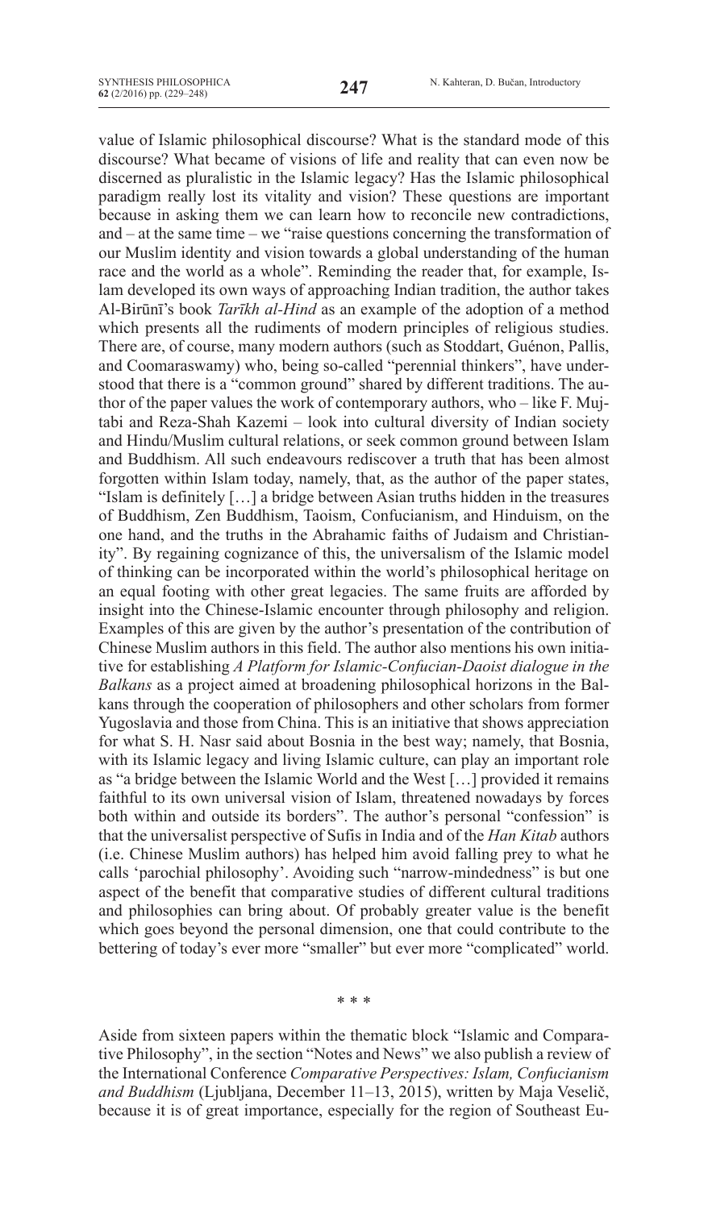value of Islamic philosophical discourse? What is the standard mode of this discourse? What became of visions of life and reality that can even now be discerned as pluralistic in the Islamic legacy? Has the Islamic philosophical paradigm really lost its vitality and vision? These questions are important because in asking them we can learn how to reconcile new contradictions, and – at the same time – we "raise questions concerning the transformation of our Muslim identity and vision towards a global understanding of the human race and the world as a whole". Reminding the reader that, for example, Islam developed its own ways of approaching Indian tradition, the author takes Al-Birūnī's book *Tarīkh al-Hind* as an example of the adoption of a method which presents all the rudiments of modern principles of religious studies. There are, of course, many modern authors (such as Stoddart, Guénon, Pallis, and Coomaraswamy) who, being so-called "perennial thinkers", have understood that there is a "common ground" shared by different traditions. The author of the paper values the work of contemporary authors, who – like F. Mujtabi and Reza-Shah Kazemi – look into cultural diversity of Indian society and Hindu/Muslim cultural relations, or seek common ground between Islam and Buddhism. All such endeavours rediscover a truth that has been almost forgotten within Islam today, namely, that, as the author of the paper states, "Islam is definitely […] a bridge between Asian truths hidden in the treasures of Buddhism, Zen Buddhism, Taoism, Confucianism, and Hinduism, on the one hand, and the truths in the Abrahamic faiths of Judaism and Christianity". By regaining cognizance of this, the universalism of the Islamic model of thinking can be incorporated within the world's philosophical heritage on an equal footing with other great legacies. The same fruits are afforded by insight into the Chinese-Islamic encounter through philosophy and religion. Examples of this are given by the author's presentation of the contribution of Chinese Muslim authors in this field. The author also mentions his own initiative for establishing *A Platform for Islamic-Confucian-Daoist dialogue in the Balkans* as a project aimed at broadening philosophical horizons in the Balkans through the cooperation of philosophers and other scholars from former Yugoslavia and those from China. This is an initiative that shows appreciation for what S. H. Nasr said about Bosnia in the best way; namely, that Bosnia, with its Islamic legacy and living Islamic culture, can play an important role as "a bridge between the Islamic World and the West […] provided it remains faithful to its own universal vision of Islam, threatened nowadays by forces both within and outside its borders". The author's personal "confession" is that the universalist perspective of Sufis in India and of the *Han Kitab* authors (i.e. Chinese Muslim authors) has helped him avoid falling prey to what he calls 'parochial philosophy'. Avoiding such "narrow-mindedness" is but one aspect of the benefit that comparative studies of different cultural traditions and philosophies can bring about. Of probably greater value is the benefit which goes beyond the personal dimension, one that could contribute to the bettering of today's ever more "smaller" but ever more "complicated" world.

\* \* \*

Aside from sixteen papers within the thematic block "Islamic and Comparative Philosophy", in the section "Notes and News" we also publish a review of the International Conference *Comparative Perspectives: Islam, Confucianism and Buddhism* (Ljubljana, December 11–13, 2015), written by Maja Veselič, because it is of great importance, especially for the region of Southeast Eu-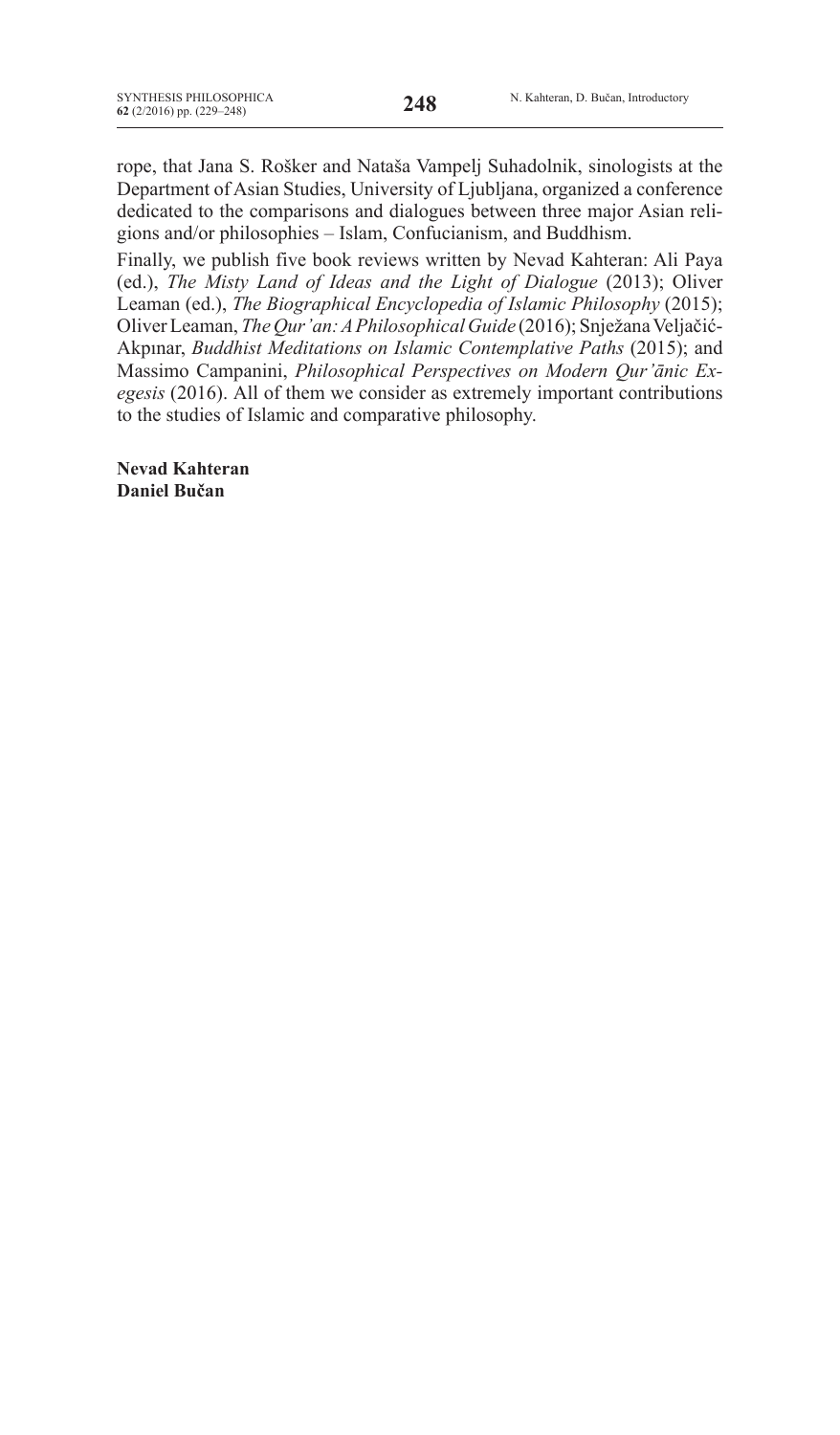rope, that Jana S. Rošker and Nataša Vampelj Suhadolnik, sinologists at the Department of Asian Studies, University of Ljubljana, organized a conference dedicated to the comparisons and dialogues between three major Asian religions and/or philosophies – Islam, Confucianism, and Buddhism.

Finally, we publish five book reviews written by Nevad Kahteran: Ali Paya (ed.), *The Misty Land of Ideas and the Light of Dialogue* (2013); Oliver Leaman (ed.), *The Biographical Encyclopedia of Islamic Philosophy* (2015); Oliver Leaman, *The Qur'an: A Philosophical Guide* (2016); Snježana Veljačić-Akpınar, *Buddhist Meditations on Islamic Contemplative Paths* (2015); and Massimo Campanini, *Philosophical Perspectives on Modern Qur'ānic Exegesis* (2016). All of them we consider as extremely important contributions to the studies of Islamic and comparative philosophy.

**Nevad Kahteran**
**Daniel Bučan**